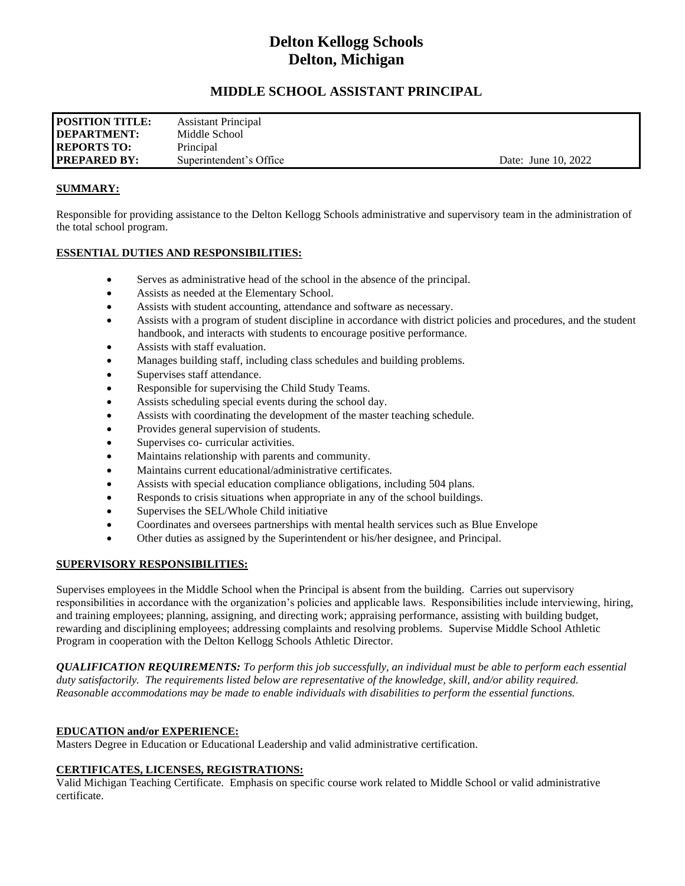# Delton Kellogg Schools
# Delton, Michigan

## MIDDLE SCHOOL ASSISTANT PRINCIPAL

| | | |
|---|---|---|
| **POSITION TITLE:** | Assistant Principal | |
| **DEPARTMENT:** | Middle School | |
| **REPORTS TO:** | Principal | |
| **PREPARED BY:** | Superintendent's Office | Date: June 10, 2022 |

**SUMMARY:**

Responsible for providing assistance to the Delton Kellogg Schools administrative and supervisory team in the administration of the total school program.

**ESSENTIAL DUTIES AND RESPONSIBILITIES:**

- Serves as administrative head of the school in the absence of the principal.
- Assists as needed at the Elementary School.
- Assists with student accounting, attendance and software as necessary.
- Assists with a program of student discipline in accordance with district policies and procedures, and the student handbook, and interacts with students to encourage positive performance.
- Assists with staff evaluation.
- Manages building staff, including class schedules and building problems.
- Supervises staff attendance.
- Responsible for supervising the Child Study Teams.
- Assists scheduling special events during the school day.
- Assists with coordinating the development of the master teaching schedule.
- Provides general supervision of students.
- Supervises co- curricular activities.
- Maintains relationship with parents and community.
- Maintains current educational/administrative certificates.
- Assists with special education compliance obligations, including 504 plans.
- Responds to crisis situations when appropriate in any of the school buildings.
- Supervises the SEL/Whole Child initiative
- Coordinates and oversees partnerships with mental health services such as Blue Envelope
- Other duties as assigned by the Superintendent or his/her designee, and Principal.

**SUPERVISORY RESPONSIBILITIES:**

Supervises employees in the Middle School when the Principal is absent from the building. Carries out supervisory responsibilities in accordance with the organization's policies and applicable laws. Responsibilities include interviewing, hiring, and training employees; planning, assigning, and directing work; appraising performance, assisting with building budget, rewarding and disciplining employees; addressing complaints and resolving problems. Supervise Middle School Athletic Program in cooperation with the Delton Kellogg Schools Athletic Director.

***QUALIFICATION REQUIREMENTS:*** *To perform this job successfully, an individual must be able to perform each essential duty satisfactorily. The requirements listed below are representative of the knowledge, skill, and/or ability required. Reasonable accommodations may be made to enable individuals with disabilities to perform the essential functions.*

**EDUCATION and/or EXPERIENCE:**
Masters Degree in Education or Educational Leadership and valid administrative certification.

**CERTIFICATES, LICENSES, REGISTRATIONS:**
Valid Michigan Teaching Certificate. Emphasis on specific course work related to Middle School or valid administrative certificate.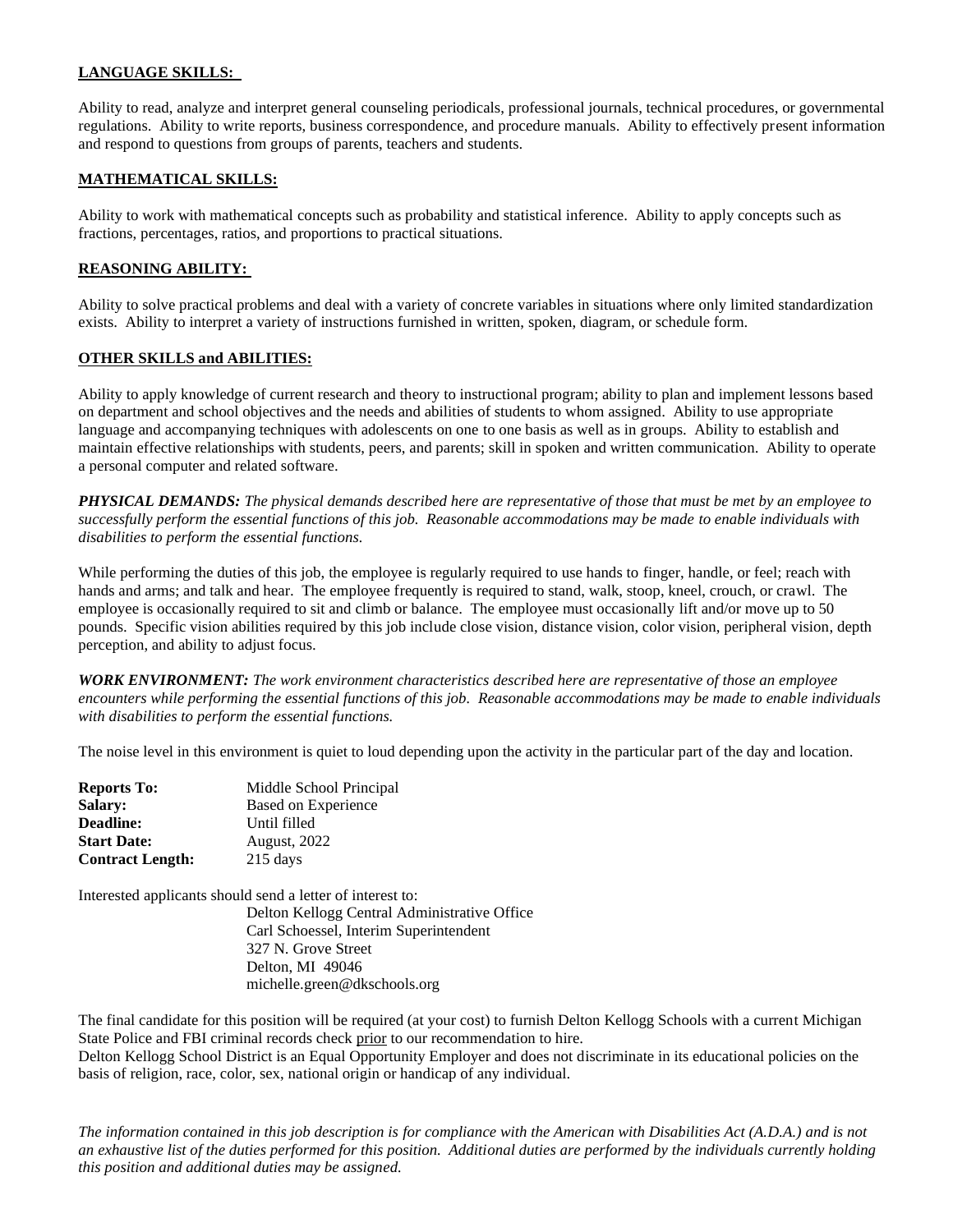**LANGUAGE SKILLS:**

Ability to read, analyze and interpret general counseling periodicals, professional journals, technical procedures, or governmental regulations. Ability to write reports, business correspondence, and procedure manuals. Ability to effectively present information and respond to questions from groups of parents, teachers and students.

**MATHEMATICAL SKILLS:**

Ability to work with mathematical concepts such as probability and statistical inference. Ability to apply concepts such as fractions, percentages, ratios, and proportions to practical situations.

**REASONING ABILITY:**

Ability to solve practical problems and deal with a variety of concrete variables in situations where only limited standardization exists. Ability to interpret a variety of instructions furnished in written, spoken, diagram, or schedule form.

**OTHER SKILLS and ABILITIES:**

Ability to apply knowledge of current research and theory to instructional program; ability to plan and implement lessons based on department and school objectives and the needs and abilities of students to whom assigned. Ability to use appropriate language and accompanying techniques with adolescents on one to one basis as well as in groups. Ability to establish and maintain effective relationships with students, peers, and parents; skill in spoken and written communication. Ability to operate a personal computer and related software.

***PHYSICAL DEMANDS:*** *The physical demands described here are representative of those that must be met by an employee to successfully perform the essential functions of this job. Reasonable accommodations may be made to enable individuals with disabilities to perform the essential functions.*

While performing the duties of this job, the employee is regularly required to use hands to finger, handle, or feel; reach with hands and arms; and talk and hear. The employee frequently is required to stand, walk, stoop, kneel, crouch, or crawl. The employee is occasionally required to sit and climb or balance. The employee must occasionally lift and/or move up to 50 pounds. Specific vision abilities required by this job include close vision, distance vision, color vision, peripheral vision, depth perception, and ability to adjust focus.

***WORK ENVIRONMENT:*** *The work environment characteristics described here are representative of those an employee encounters while performing the essential functions of this job. Reasonable accommodations may be made to enable individuals with disabilities to perform the essential functions.*

The noise level in this environment is quiet to loud depending upon the activity in the particular part of the day and location.

| | |
|---|---|
| **Reports To:** | Middle School Principal |
| **Salary:** | Based on Experience |
| **Deadline:** | Until filled |
| **Start Date:** | August, 2022 |
| **Contract Length:** | 215 days |

Interested applicants should send a letter of interest to:

Delton Kellogg Central Administrative Office
Carl Schoessel, Interim Superintendent
327 N. Grove Street
Delton, MI 49046
michelle.green@dkschools.org

The final candidate for this position will be required (at your cost) to furnish Delton Kellogg Schools with a current Michigan State Police and FBI criminal records check prior to our recommendation to hire.
Delton Kellogg School District is an Equal Opportunity Employer and does not discriminate in its educational policies on the basis of religion, race, color, sex, national origin or handicap of any individual.

*The information contained in this job description is for compliance with the American with Disabilities Act (A.D.A.) and is not an exhaustive list of the duties performed for this position. Additional duties are performed by the individuals currently holding this position and additional duties may be assigned.*